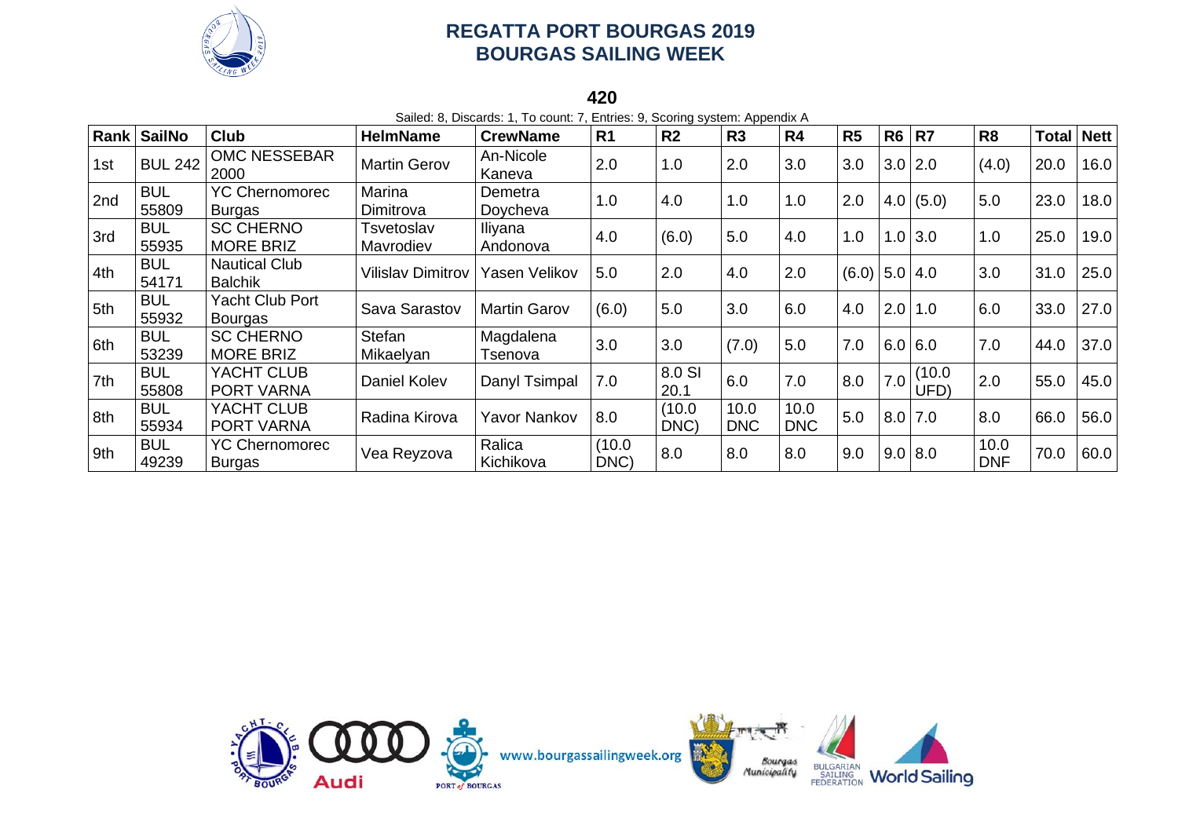# REGATTA PORT BOURGAS 2019
## BOURGAS SAILING WEEK

### 420

Sailed: 8, Discards: 1, To count: 7, Entries: 9, Scoring system: Appendix A

| Rank | SailNo | Club | HelmName | CrewName | R1 | R2 | R3 | R4 | R5 | R6 | R7 | R8 | Total | Nett |
|---|---|---|---|---|---|---|---|---|---|---|---|---|---|---|
| 1st | BUL 242 | OMC NESSEBAR 2000 | Martin Gerov | An-Nicole Kaneva | 2.0 | 1.0 | 2.0 | 3.0 | 3.0 | 3.0 | 2.0 | (4.0) | 20.0 | 16.0 |
| 2nd | BUL 55809 | YC Chernomorec Burgas | Marina Dimitrova | Demetra Doycheva | 1.0 | 4.0 | 1.0 | 1.0 | 2.0 | 4.0 | (5.0) | 5.0 | 23.0 | 18.0 |
| 3rd | BUL 55935 | SC CHERNO MORE BRIZ | Tsvetoslav Mavrodiev | Iliyana Andonova | 4.0 | (6.0) | 5.0 | 4.0 | 1.0 | 1.0 | 3.0 | 1.0 | 25.0 | 19.0 |
| 4th | BUL 54171 | Nautical Club Balchik | Vilislav Dimitrov | Yasen Velikov | 5.0 | 2.0 | 4.0 | 2.0 | (6.0) | 5.0 | 4.0 | 3.0 | 31.0 | 25.0 |
| 5th | BUL 55932 | Yacht Club Port Bourgas | Sava Sarastov | Martin Garov | (6.0) | 5.0 | 3.0 | 6.0 | 4.0 | 2.0 | 1.0 | 6.0 | 33.0 | 27.0 |
| 6th | BUL 53239 | SC CHERNO MORE BRIZ | Stefan Mikaelyan | Magdalena Tsenova | 3.0 | 3.0 | (7.0) | 5.0 | 7.0 | 6.0 | 6.0 | 7.0 | 44.0 | 37.0 |
| 7th | BUL 55808 | YACHT CLUB PORT VARNA | Daniel Kolev | Danyl Tsimpal | 7.0 | 8.0 SI 20.1 | 6.0 | 7.0 | 8.0 | 7.0 | (10.0 UFD) | 2.0 | 55.0 | 45.0 |
| 8th | BUL 55934 | YACHT CLUB PORT VARNA | Radina Kirova | Yavor Nankov | 8.0 | (10.0 DNC) | 10.0 DNC | 10.0 DNC | 5.0 | 8.0 | 7.0 | 8.0 | 66.0 | 56.0 |
| 9th | BUL 49239 | YC Chernomorec Burgas | Vea Reyzova | Ralica Kichikova | (10.0 DNC) | 8.0 | 8.0 | 8.0 | 9.0 | 9.0 | 8.0 | 10.0 DNF | 70.0 | 60.0 |

www.bourgassailingweek.org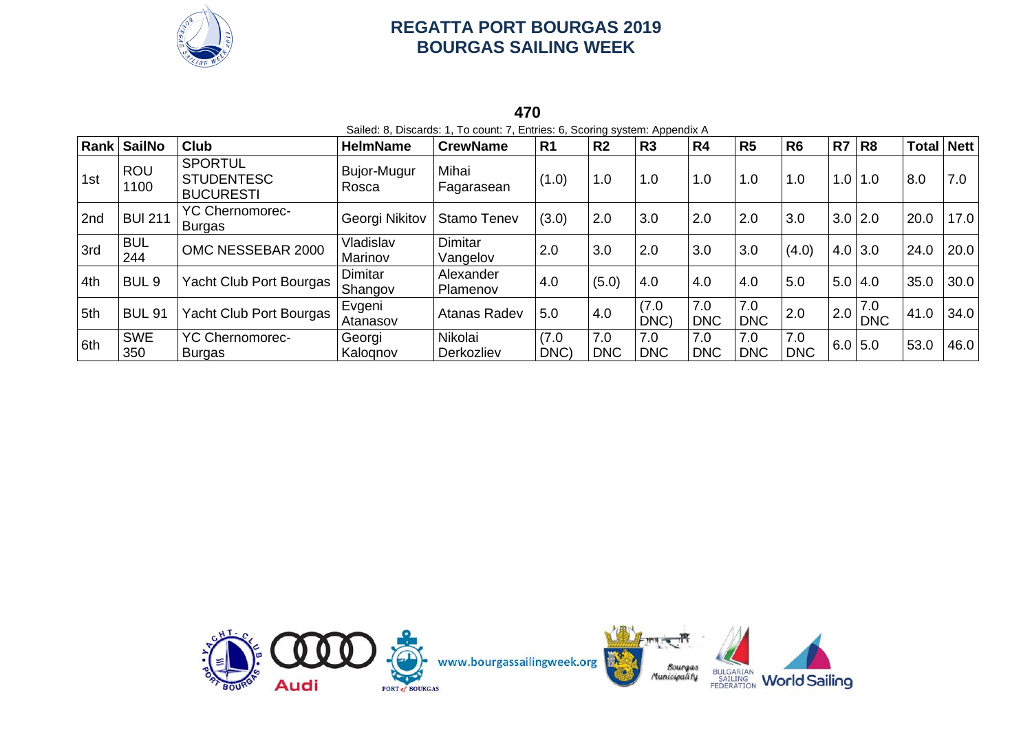# REGATTA PORT BOURGAS 2019
## BOURGAS SAILING WEEK

### 470

Sailed: 8, Discards: 1, To count: 7, Entries: 6, Scoring system: Appendix A

| Rank | SailNo | Club | HelmName | CrewName | R1 | R2 | R3 | R4 | R5 | R6 | R7 | R8 | Total | Nett |
|---|---|---|---|---|---|---|---|---|---|---|---|---|---|---|
| 1st | ROU 1100 | SPORTUL STUDENTESC BUCURESTI | Bujor-Mugur Rosca | Mihai Fagarasean | (1.0) | 1.0 | 1.0 | 1.0 | 1.0 | 1.0 | 1.0 | 1.0 | 8.0 | 7.0 |
| 2nd | BUl 211 | YC Chernomorec-Burgas | Georgi Nikitov | Stamo Tenev | (3.0) | 2.0 | 3.0 | 2.0 | 2.0 | 3.0 | 3.0 | 2.0 | 20.0 | 17.0 |
| 3rd | BUL 244 | OMC NESSEBAR 2000 | Vladislav Marinov | Dimitar Vangelov | 2.0 | 3.0 | 2.0 | 3.0 | 3.0 | (4.0) | 4.0 | 3.0 | 24.0 | 20.0 |
| 4th | BUL 9 | Yacht Club Port Bourgas | Dimitar Shangov | Alexander Plamenov | 4.0 | (5.0) | 4.0 | 4.0 | 4.0 | 5.0 | 5.0 | 4.0 | 35.0 | 30.0 |
| 5th | BUL 91 | Yacht Club Port Bourgas | Evgeni Atanasov | Atanas Radev | 5.0 | 4.0 | (7.0 DNC) | 7.0 DNC | 7.0 DNC | 2.0 | 2.0 | 7.0 DNC | 41.0 | 34.0 |
| 6th | SWE 350 | YC Chernomorec-Burgas | Georgi Kaloqnov | Nikolai Derkozliev | (7.0 DNC) | 7.0 DNC | 7.0 DNC | 7.0 DNC | 7.0 DNC | 7.0 DNC | 6.0 | 5.0 | 53.0 | 46.0 |

www.bourgassailingweek.org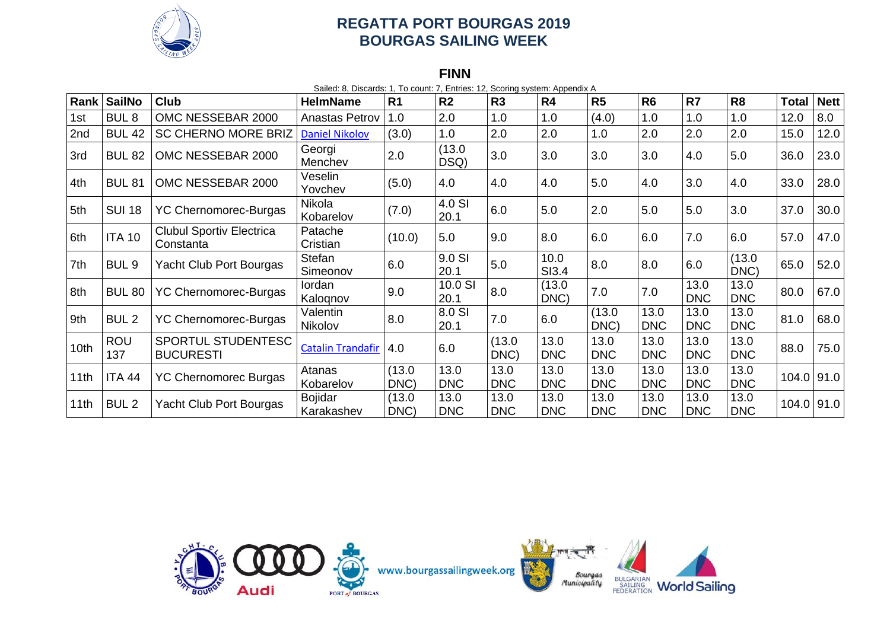## REGATTA PORT BOURGAS 2019
## BOURGAS SAILING WEEK

### FINN

Sailed: 8, Discards: 1, To count: 7, Entries: 12, Scoring system: Appendix A

| Rank | SailNo | Club | HelmName | R1 | R2 | R3 | R4 | R5 | R6 | R7 | R8 | Total | Nett |
|---|---|---|---|---|---|---|---|---|---|---|---|---|---|
| 1st | BUL 8 | OMC NESSEBAR 2000 | Anastas Petrov | 1.0 | 2.0 | 1.0 | 1.0 | (4.0) | 1.0 | 1.0 | 1.0 | 12.0 | 8.0 |
| 2nd | BUL 42 | SC CHERNO MORE BRIZ | Daniel Nikolov | (3.0) | 1.0 | 2.0 | 2.0 | 1.0 | 2.0 | 2.0 | 2.0 | 15.0 | 12.0 |
| 3rd | BUL 82 | OMC NESSEBAR 2000 | Georgi Menchev | 2.0 | (13.0 DSQ) | 3.0 | 3.0 | 3.0 | 3.0 | 4.0 | 5.0 | 36.0 | 23.0 |
| 4th | BUL 81 | OMC NESSEBAR 2000 | Veselin Yovchev | (5.0) | 4.0 | 4.0 | 4.0 | 5.0 | 4.0 | 3.0 | 4.0 | 33.0 | 28.0 |
| 5th | SUI 18 | YC Chernomorec-Burgas | Nikola Kobarelov | (7.0) | 4.0 SI 20.1 | 6.0 | 5.0 | 2.0 | 5.0 | 5.0 | 3.0 | 37.0 | 30.0 |
| 6th | ITA 10 | Clubul Sportiv Electrica Constanta | Patache Cristian | (10.0) | 5.0 | 9.0 | 8.0 | 6.0 | 6.0 | 7.0 | 6.0 | 57.0 | 47.0 |
| 7th | BUL 9 | Yacht Club Port Bourgas | Stefan Simeonov | 6.0 | 9.0 SI 20.1 | 5.0 | 10.0 SI3.4 | 8.0 | 8.0 | 6.0 | (13.0 DNC) | 65.0 | 52.0 |
| 8th | BUL 80 | YC Chernomorec-Burgas | Iordan Kaloqnov | 9.0 | 10.0 SI 20.1 | 8.0 | (13.0 DNC) | 7.0 | 7.0 | 13.0 DNC | 13.0 DNC | 80.0 | 67.0 |
| 9th | BUL 2 | YC Chernomorec-Burgas | Valentin Nikolov | 8.0 | 8.0 SI 20.1 | 7.0 | 6.0 | (13.0 DNC) | 13.0 DNC | 13.0 DNC | 13.0 DNC | 81.0 | 68.0 |
| 10th | ROU 137 | SPORTUL STUDENTESC BUCURESTI | Catalin Trandafir | 4.0 | 6.0 | (13.0 DNC) | 13.0 DNC | 13.0 DNC | 13.0 DNC | 13.0 DNC | 13.0 DNC | 88.0 | 75.0 |
| 11th | ITA 44 | YC Chernomorec Burgas | Atanas Kobarelov | (13.0 DNC) | 13.0 DNC | 13.0 DNC | 13.0 DNC | 13.0 DNC | 13.0 DNC | 13.0 DNC | 13.0 DNC | 104.0 | 91.0 |
| 11th | BUL 2 | Yacht Club Port Bourgas | Bojidar Karakashev | (13.0 DNC) | 13.0 DNC | 13.0 DNC | 13.0 DNC | 13.0 DNC | 13.0 DNC | 13.0 DNC | 13.0 DNC | 104.0 | 91.0 |

www.bourgassailingweek.org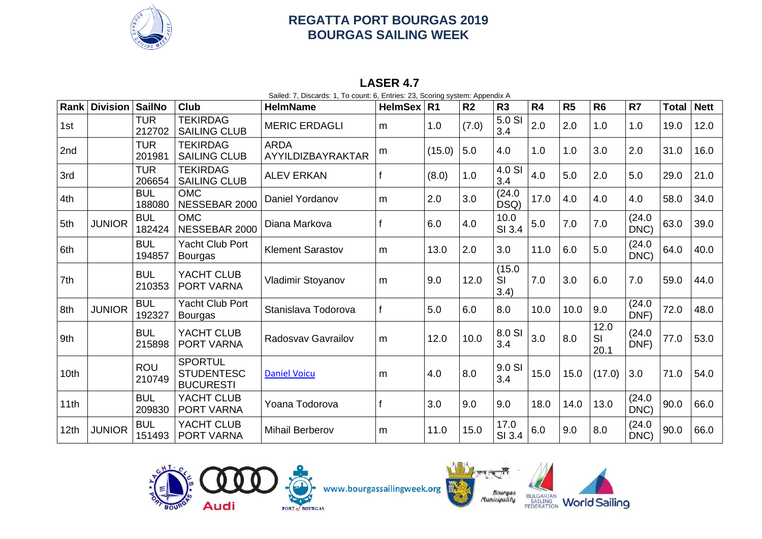# REGATTA PORT BOURGAS 2019
# BOURGAS SAILING WEEK

## LASER 4.7

Sailed: 7, Discards: 1, To count: 6, Entries: 23, Scoring system: Appendix A

| Rank | Division | SailNo | Club | HelmName | HelmSex | R1 | R2 | R3 | R4 | R5 | R6 | R7 | Total | Nett |
|---|---|---|---|---|---|---|---|---|---|---|---|---|---|---|
| 1st | | TUR 212702 | TEKIRDAG SAILING CLUB | MERIC ERDAGLI | m | 1.0 | (7.0) | 5.0 SI 3.4 | 2.0 | 2.0 | 1.0 | 1.0 | 19.0 | 12.0 |
| 2nd | | TUR 201981 | TEKIRDAG SAILING CLUB | ARDA AYYILDIZBAYRAKTAR | m | (15.0) | 5.0 | 4.0 | 1.0 | 1.0 | 3.0 | 2.0 | 31.0 | 16.0 |
| 3rd | | TUR 206654 | TEKIRDAG SAILING CLUB | ALEV ERKAN | f | (8.0) | 1.0 | 4.0 SI 3.4 | 4.0 | 5.0 | 2.0 | 5.0 | 29.0 | 21.0 |
| 4th | | BUL 188080 | OMC NESSEBAR 2000 | Daniel Yordanov | m | 2.0 | 3.0 | (24.0 DSQ) | 17.0 | 4.0 | 4.0 | 4.0 | 58.0 | 34.0 |
| 5th | JUNIOR | BUL 182424 | OMC NESSEBAR 2000 | Diana Markova | f | 6.0 | 4.0 | 10.0 SI 3.4 | 5.0 | 7.0 | 7.0 | (24.0 DNC) | 63.0 | 39.0 |
| 6th | | BUL 194857 | Yacht Club Port Bourgas | Klement Sarastov | m | 13.0 | 2.0 | 3.0 | 11.0 | 6.0 | 5.0 | (24.0 DNC) | 64.0 | 40.0 |
| 7th | | BUL 210353 | YACHT CLUB PORT VARNA | Vladimir Stoyanov | m | 9.0 | 12.0 | (15.0 SI 3.4) | 7.0 | 3.0 | 6.0 | 7.0 | 59.0 | 44.0 |
| 8th | JUNIOR | BUL 192327 | Yacht Club Port Bourgas | Stanislava Todorova | f | 5.0 | 6.0 | 8.0 | 10.0 | 10.0 | 9.0 | (24.0 DNF) | 72.0 | 48.0 |
| 9th | | BUL 215898 | YACHT CLUB PORT VARNA | Radosvav Gavrailov | m | 12.0 | 10.0 | 8.0 SI 3.4 | 3.0 | 8.0 | 12.0 SI 20.1 | (24.0 DNF) | 77.0 | 53.0 |
| 10th | | ROU 210749 | SPORTUL STUDENTESC BUCURESTI | Daniel Voicu | m | 4.0 | 8.0 | 9.0 SI 3.4 | 15.0 | 15.0 | (17.0) | 3.0 | 71.0 | 54.0 |
| 11th | | BUL 209830 | YACHT CLUB PORT VARNA | Yoana Todorova | f | 3.0 | 9.0 | 9.0 | 18.0 | 14.0 | 13.0 | (24.0 DNC) | 90.0 | 66.0 |
| 12th | JUNIOR | BUL 151493 | YACHT CLUB PORT VARNA | Mihail Berberov | m | 11.0 | 15.0 | 17.0 SI 3.4 | 6.0 | 9.0 | 8.0 | (24.0 DNC) | 90.0 | 66.0 |

www.bourgassailingweek.org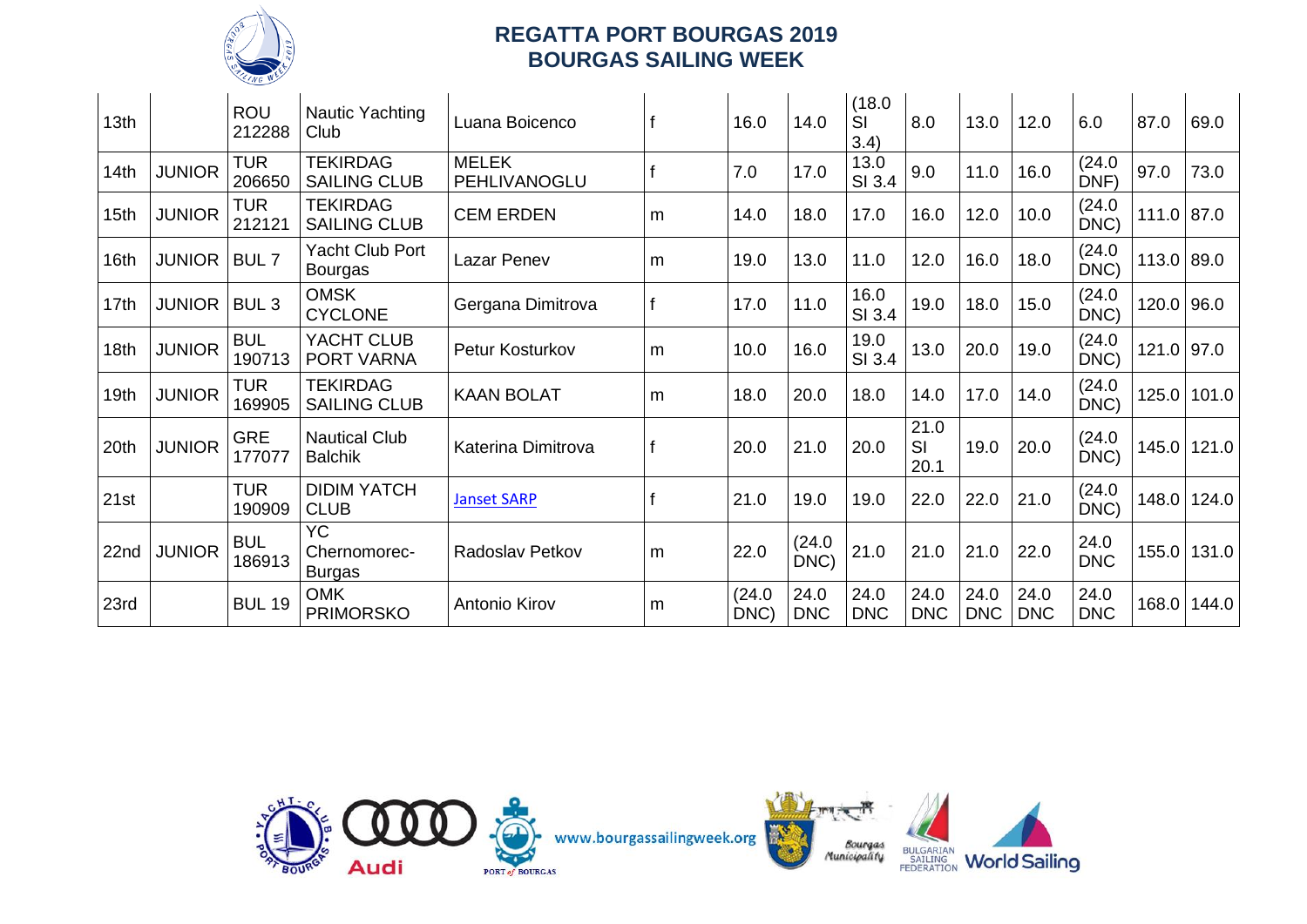# REGATTA PORT BOURGAS 2019
## BOURGAS SAILING WEEK

| | | | | | | | | | | | | | | |
|---|---|---|---|---|---|---|---|---|---|---|---|---|---|---|
| 13th | | ROU 212288 | Nautic Yachting Club | Luana Boicenco | f | 16.0 | 14.0 | (18.0 SI 3.4) | 8.0 | 13.0 | 12.0 | 6.0 | 87.0 | 69.0 |
| 14th | JUNIOR | TUR 206650 | TEKIRDAG SAILING CLUB | MELEK PEHLIVANOGLU | f | 7.0 | 17.0 | 13.0 SI 3.4 | 9.0 | 11.0 | 16.0 | (24.0 DNF) | 97.0 | 73.0 |
| 15th | JUNIOR | TUR 212121 | TEKIRDAG SAILING CLUB | CEM ERDEN | m | 14.0 | 18.0 | 17.0 | 16.0 | 12.0 | 10.0 | (24.0 DNC) | 111.0 | 87.0 |
| 16th | JUNIOR | BUL 7 | Yacht Club Port Bourgas | Lazar Penev | m | 19.0 | 13.0 | 11.0 | 12.0 | 16.0 | 18.0 | (24.0 DNC) | 113.0 | 89.0 |
| 17th | JUNIOR | BUL 3 | OMSK CYCLONE | Gergana Dimitrova | f | 17.0 | 11.0 | 16.0 SI 3.4 | 19.0 | 18.0 | 15.0 | (24.0 DNC) | 120.0 | 96.0 |
| 18th | JUNIOR | BUL 190713 | YACHT CLUB PORT VARNA | Petur Kosturkov | m | 10.0 | 16.0 | 19.0 SI 3.4 | 13.0 | 20.0 | 19.0 | (24.0 DNC) | 121.0 | 97.0 |
| 19th | JUNIOR | TUR 169905 | TEKIRDAG SAILING CLUB | KAAN BOLAT | m | 18.0 | 20.0 | 18.0 | 14.0 | 17.0 | 14.0 | (24.0 DNC) | 125.0 | 101.0 |
| 20th | JUNIOR | GRE 177077 | Nautical Club Balchik | Katerina Dimitrova | f | 20.0 | 21.0 | 20.0 | 21.0 SI 20.1 | 19.0 | 20.0 | (24.0 DNC) | 145.0 | 121.0 |
| 21st | | TUR 190909 | DIDIM YATCH CLUB | Janset SARP | f | 21.0 | 19.0 | 19.0 | 22.0 | 22.0 | 21.0 | (24.0 DNC) | 148.0 | 124.0 |
| 22nd | JUNIOR | BUL 186913 | YC Chernomorec-Burgas | Radoslav Petkov | m | 22.0 | (24.0 DNC) | 21.0 | 21.0 | 21.0 | 22.0 | 24.0 DNC | 155.0 | 131.0 |
| 23rd | | BUL 19 | OMK PRIMORSKO | Antonio Kirov | m | (24.0 DNC) | 24.0 DNC | 24.0 DNC | 24.0 DNC | 24.0 DNC | 24.0 DNC | 24.0 DNC | 168.0 | 144.0 |

www.bourgassailingweek.org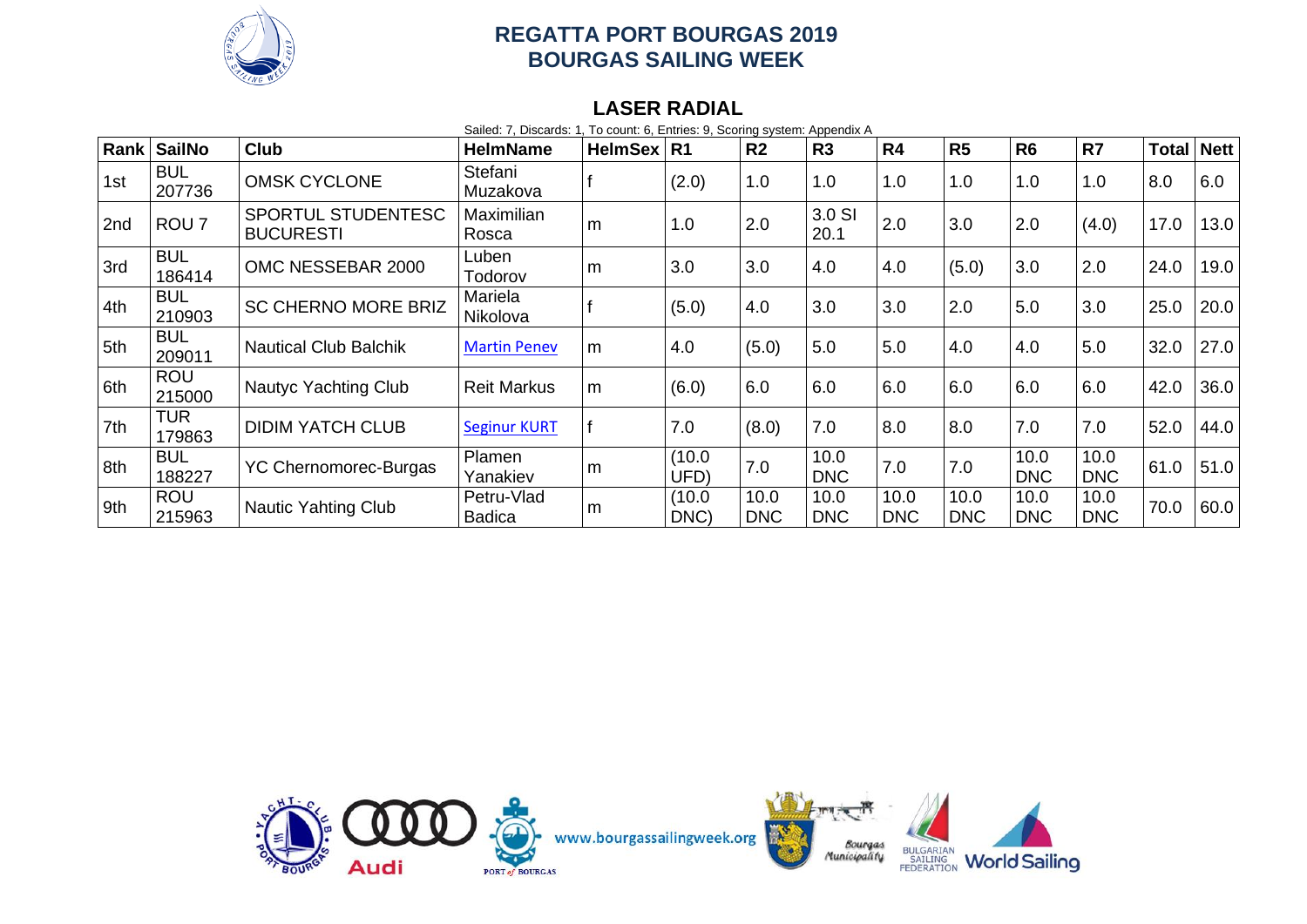## REGATTA PORT BOURGAS 2019
## BOURGAS SAILING WEEK

### LASER RADIAL

Sailed: 7, Discards: 1, To count: 6, Entries: 9, Scoring system: Appendix A

| Rank | SailNo | Club | HelmName | HelmSex | R1 | R2 | R3 | R4 | R5 | R6 | R7 | Total | Nett |
|---|---|---|---|---|---|---|---|---|---|---|---|---|---|
| 1st | BUL 207736 | OMSK CYCLONE | Stefani Muzakova | f | (2.0) | 1.0 | 1.0 | 1.0 | 1.0 | 1.0 | 1.0 | 8.0 | 6.0 |
| 2nd | ROU 7 | SPORTUL STUDENTESC BUCURESTI | Maximilian Rosca | m | 1.0 | 2.0 | 3.0 SI 20.1 | 2.0 | 3.0 | 2.0 | (4.0) | 17.0 | 13.0 |
| 3rd | BUL 186414 | OMC NESSEBAR 2000 | Luben Todorov | m | 3.0 | 3.0 | 4.0 | 4.0 | (5.0) | 3.0 | 2.0 | 24.0 | 19.0 |
| 4th | BUL 210903 | SC CHERNO MORE BRIZ | Mariela Nikolova | f | (5.0) | 4.0 | 3.0 | 3.0 | 2.0 | 5.0 | 3.0 | 25.0 | 20.0 |
| 5th | BUL 209011 | Nautical Club Balchik | Martin Penev | m | 4.0 | (5.0) | 5.0 | 5.0 | 4.0 | 4.0 | 5.0 | 32.0 | 27.0 |
| 6th | ROU 215000 | Nautyc Yachting Club | Reit Markus | m | (6.0) | 6.0 | 6.0 | 6.0 | 6.0 | 6.0 | 6.0 | 42.0 | 36.0 |
| 7th | TUR 179863 | DIDIM YATCH CLUB | Seginur KURT | f | 7.0 | (8.0) | 7.0 | 8.0 | 8.0 | 7.0 | 7.0 | 52.0 | 44.0 |
| 8th | BUL 188227 | YC Chernomorec-Burgas | Plamen Yanakiev | m | (10.0 UFD) | 7.0 | 10.0 DNC | 7.0 | 7.0 | 10.0 DNC | 10.0 DNC | 61.0 | 51.0 |
| 9th | ROU 215963 | Nautic Yahting Club | Petru-Vlad Badica | m | (10.0 DNC) | 10.0 DNC | 10.0 DNC | 10.0 DNC | 10.0 DNC | 10.0 DNC | 10.0 DNC | 70.0 | 60.0 |

www.bourgassailingweek.org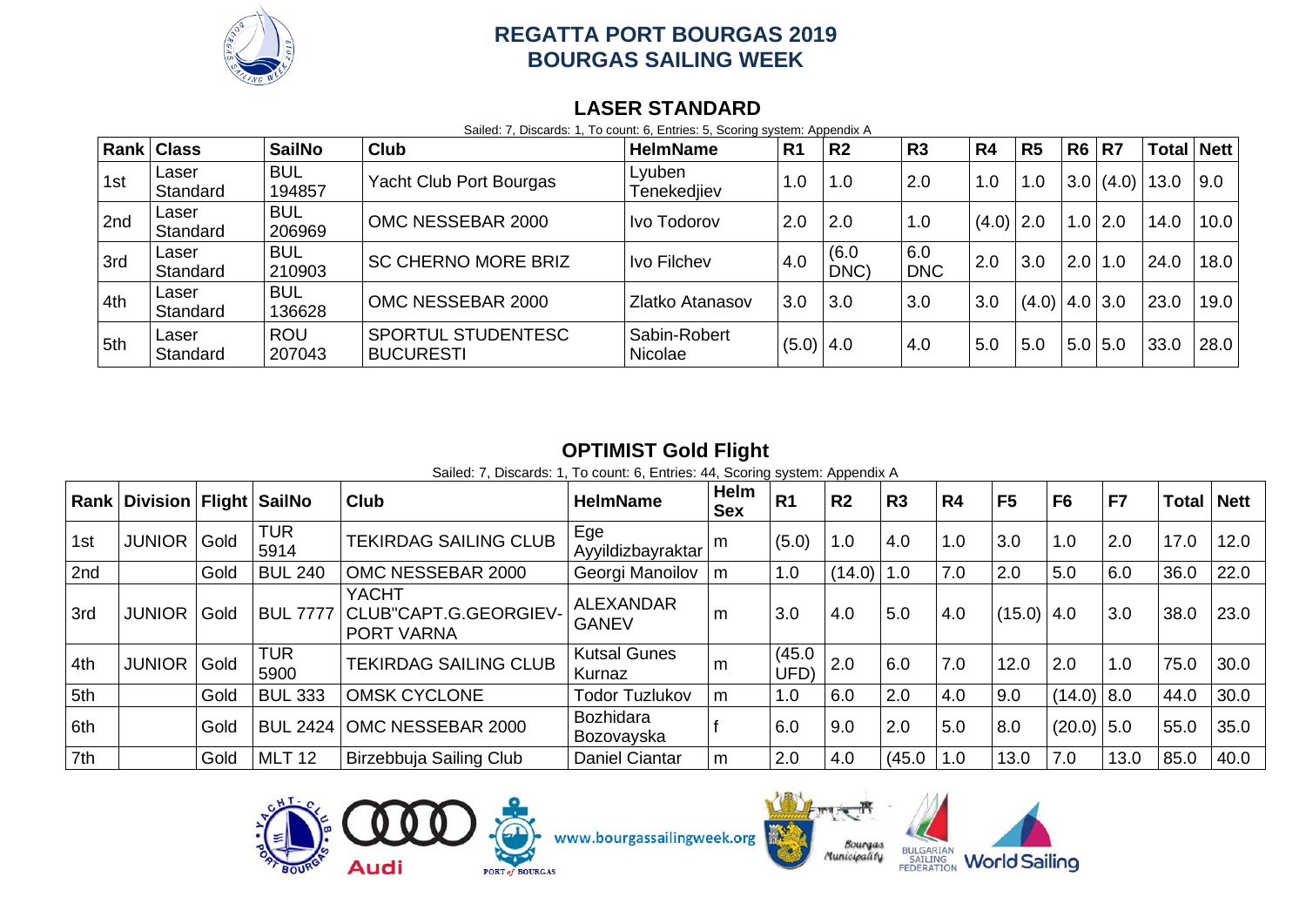# REGATTA PORT BOURGAS 2019
# BOURGAS SAILING WEEK

## LASER STANDARD

Sailed: 7, Discards: 1, To count: 6, Entries: 5, Scoring system: Appendix A

| Rank | Class | SailNo | Club | HelmName | R1 | R2 | R3 | R4 | R5 | R6 | R7 | Total | Nett |
|---|---|---|---|---|---|---|---|---|---|---|---|---|---|
| 1st | Laser Standard | BUL 194857 | Yacht Club Port Bourgas | Lyuben Tenekedjiev | 1.0 | 1.0 | 2.0 | 1.0 | 1.0 | 3.0 | (4.0) | 13.0 | 9.0 |
| 2nd | Laser Standard | BUL 206969 | OMC NESSEBAR 2000 | Ivo Todorov | 2.0 | 2.0 | 1.0 | (4.0) | 2.0 | 1.0 | 2.0 | 14.0 | 10.0 |
| 3rd | Laser Standard | BUL 210903 | SC CHERNO MORE BRIZ | Ivo Filchev | 4.0 | (6.0 DNC) | 6.0 DNC | 2.0 | 3.0 | 2.0 | 1.0 | 24.0 | 18.0 |
| 4th | Laser Standard | BUL 136628 | OMC NESSEBAR 2000 | Zlatko Atanasov | 3.0 | 3.0 | 3.0 | 3.0 | (4.0) | 4.0 | 3.0 | 23.0 | 19.0 |
| 5th | Laser Standard | ROU 207043 | SPORTUL STUDENTESC BUCURESTI | Sabin-Robert Nicolae | (5.0) | 4.0 | 4.0 | 5.0 | 5.0 | 5.0 | 5.0 | 33.0 | 28.0 |

## OPTIMIST Gold Flight

Sailed: 7, Discards: 1, To count: 6, Entries: 44, Scoring system: Appendix A

| Rank | Division | Flight | SailNo | Club | HelmName | Helm Sex | R1 | R2 | R3 | R4 | F5 | F6 | F7 | Total | Nett |
|---|---|---|---|---|---|---|---|---|---|---|---|---|---|---|---|
| 1st | JUNIOR | Gold | TUR 5914 | TEKIRDAG SAILING CLUB | Ege Ayyildizbayraktar | m | (5.0) | 1.0 | 4.0 | 1.0 | 3.0 | 1.0 | 2.0 | 17.0 | 12.0 |
| 2nd | | Gold | BUL 240 | OMC NESSEBAR 2000 | Georgi Manoilov | m | 1.0 | (14.0) | 1.0 | 7.0 | 2.0 | 5.0 | 6.0 | 36.0 | 22.0 |
| 3rd | JUNIOR | Gold | BUL 7777 | YACHT CLUB"CAPT.G.GEORGIEV-PORT VARNA | ALEXANDAR GANEV | m | 3.0 | 4.0 | 5.0 | 4.0 | (15.0) | 4.0 | 3.0 | 38.0 | 23.0 |
| 4th | JUNIOR | Gold | TUR 5900 | TEKIRDAG SAILING CLUB | Kutsal Gunes Kurnaz | m | (45.0 UFD) | 2.0 | 6.0 | 7.0 | 12.0 | 2.0 | 1.0 | 75.0 | 30.0 |
| 5th | | Gold | BUL 333 | OMSK CYCLONE | Todor Tuzlukov | m | 1.0 | 6.0 | 2.0 | 4.0 | 9.0 | (14.0) | 8.0 | 44.0 | 30.0 |
| 6th | | Gold | BUL 2424 | OMC NESSEBAR 2000 | Bozhidara Bozovayska | f | 6.0 | 9.0 | 2.0 | 5.0 | 8.0 | (20.0) | 5.0 | 55.0 | 35.0 |
| 7th | | Gold | MLT 12 | Birzebbuja Sailing Club | Daniel Ciantar | m | 2.0 | 4.0 | (45.0 | 1.0 | 13.0 | 7.0 | 13.0 | 85.0 | 40.0 |

www.bourgassailingweek.org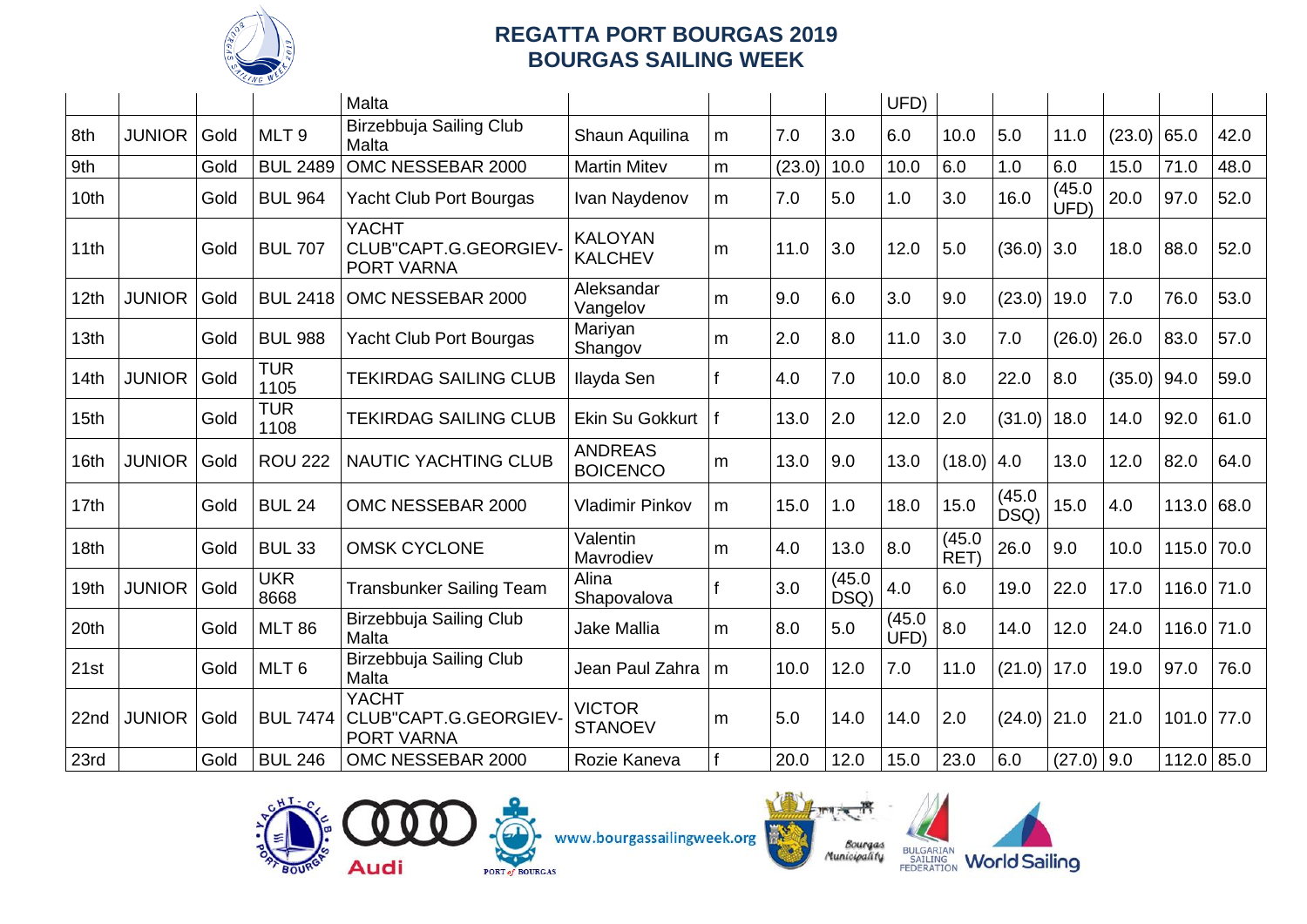# REGATTA PORT BOURGAS 2019
# BOURGAS SAILING WEEK

| | | | | Malta | | | | | UFD) | | | | | | | |
|---|---|---|---|---|---|---|---|---|---|---|---|---|---|---|---|---|
| 8th | JUNIOR | Gold | MLT 9 | Birzebbuja Sailing Club Malta | Shaun Aquilina | m | 7.0 | 3.0 | 6.0 | 10.0 | 5.0 | 11.0 | (23.0) | 65.0 | 42.0 |
| 9th | | Gold | BUL 2489 | OMC NESSEBAR 2000 | Martin Mitev | m | (23.0) | 10.0 | 10.0 | 6.0 | 1.0 | 6.0 | 15.0 | 71.0 | 48.0 |
| 10th | | Gold | BUL 964 | Yacht Club Port Bourgas | Ivan Naydenov | m | 7.0 | 5.0 | 1.0 | 3.0 | 16.0 | (45.0 UFD) | 20.0 | 97.0 | 52.0 |
| 11th | | Gold | BUL 707 | YACHT CLUB"CAPT.G.GEORGIEV-PORT VARNA | KALOYAN KALCHEV | m | 11.0 | 3.0 | 12.0 | 5.0 | (36.0) | 3.0 | 18.0 | 88.0 | 52.0 |
| 12th | JUNIOR | Gold | BUL 2418 | OMC NESSEBAR 2000 | Aleksandar Vangelov | m | 9.0 | 6.0 | 3.0 | 9.0 | (23.0) | 19.0 | 7.0 | 76.0 | 53.0 |
| 13th | | Gold | BUL 988 | Yacht Club Port Bourgas | Mariyan Shangov | m | 2.0 | 8.0 | 11.0 | 3.0 | 7.0 | (26.0) | 26.0 | 83.0 | 57.0 |
| 14th | JUNIOR | Gold | TUR 1105 | TEKIRDAG SAILING CLUB | Ilayda Sen | f | 4.0 | 7.0 | 10.0 | 8.0 | 22.0 | 8.0 | (35.0) | 94.0 | 59.0 |
| 15th | | Gold | TUR 1108 | TEKIRDAG SAILING CLUB | Ekin Su Gokkurt | f | 13.0 | 2.0 | 12.0 | 2.0 | (31.0) | 18.0 | 14.0 | 92.0 | 61.0 |
| 16th | JUNIOR | Gold | ROU 222 | NAUTIC YACHTING CLUB | ANDREAS BOICENCO | m | 13.0 | 9.0 | 13.0 | (18.0) | 4.0 | 13.0 | 12.0 | 82.0 | 64.0 |
| 17th | | Gold | BUL 24 | OMC NESSEBAR 2000 | Vladimir Pinkov | m | 15.0 | 1.0 | 18.0 | 15.0 | (45.0 DSQ) | 15.0 | 4.0 | 113.0 | 68.0 |
| 18th | | Gold | BUL 33 | OMSK CYCLONE | Valentin Mavrodiev | m | 4.0 | 13.0 | 8.0 | (45.0 RET) | 26.0 | 9.0 | 10.0 | 115.0 | 70.0 |
| 19th | JUNIOR | Gold | UKR 8668 | Transbunker Sailing Team | Alina Shapovalova | f | 3.0 | (45.0 DSQ) | 4.0 | 6.0 | 19.0 | 22.0 | 17.0 | 116.0 | 71.0 |
| 20th | | Gold | MLT 86 | Birzebbuja Sailing Club Malta | Jake Mallia | m | 8.0 | 5.0 | (45.0 UFD) | 8.0 | 14.0 | 12.0 | 24.0 | 116.0 | 71.0 |
| 21st | | Gold | MLT 6 | Birzebbuja Sailing Club Malta | Jean Paul Zahra | m | 10.0 | 12.0 | 7.0 | 11.0 | (21.0) | 17.0 | 19.0 | 97.0 | 76.0 |
| 22nd | JUNIOR | Gold | BUL 7474 | YACHT CLUB"CAPT.G.GEORGIEV-PORT VARNA | VICTOR STANOEV | m | 5.0 | 14.0 | 14.0 | 2.0 | (24.0) | 21.0 | 21.0 | 101.0 | 77.0 |
| 23rd | | Gold | BUL 246 | OMC NESSEBAR 2000 | Rozie Kaneva | f | 20.0 | 12.0 | 15.0 | 23.0 | 6.0 | (27.0) | 9.0 | 112.0 | 85.0 |

www.bourgassailingweek.org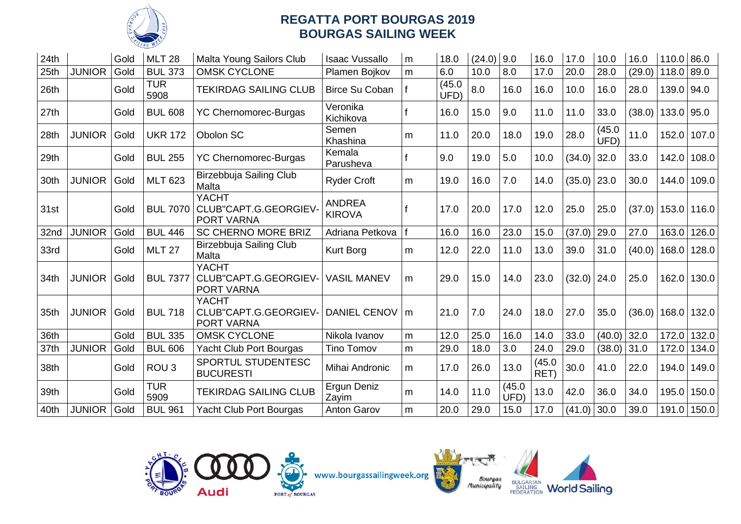# REGATTA PORT BOURGAS 2019
## BOURGAS SAILING WEEK

| | | | | | | | | | | | | | | | |
|---|---|---|---|---|---|---|---|---|---|---|---|---|---|---|---|
| 24th | | Gold | MLT 28 | Malta Young Sailors Club | Isaac Vussallo | m | 18.0 | (24.0) | 9.0 | 16.0 | 17.0 | 10.0 | 16.0 | 110.0 | 86.0 |
| 25th | JUNIOR | Gold | BUL 373 | OMSK CYCLONE | Plamen Bojkov | m | 6.0 | 10.0 | 8.0 | 17.0 | 20.0 | 28.0 | (29.0) | 118.0 | 89.0 |
| 26th | | Gold | TUR 5908 | TEKIRDAG SAILING CLUB | Birce Su Coban | f | (45.0 UFD) | 8.0 | 16.0 | 16.0 | 10.0 | 16.0 | 28.0 | 139.0 | 94.0 |
| 27th | | Gold | BUL 608 | YC Chernomorec-Burgas | Veronika Kichikova | f | 16.0 | 15.0 | 9.0 | 11.0 | 11.0 | 33.0 | (38.0) | 133.0 | 95.0 |
| 28th | JUNIOR | Gold | UKR 172 | Obolon SC | Semen Khashina | m | 11.0 | 20.0 | 18.0 | 19.0 | 28.0 | (45.0 UFD) | 11.0 | 152.0 | 107.0 |
| 29th | | Gold | BUL 255 | YC Chernomorec-Burgas | Kemala Parusheva | f | 9.0 | 19.0 | 5.0 | 10.0 | (34.0) | 32.0 | 33.0 | 142.0 | 108.0 |
| 30th | JUNIOR | Gold | MLT 623 | Birzebbuja Sailing Club Malta | Ryder Croft | m | 19.0 | 16.0 | 7.0 | 14.0 | (35.0) | 23.0 | 30.0 | 144.0 | 109.0 |
| 31st | | Gold | BUL 7070 | YACHT CLUB"CAPT.G.GEORGIEV-PORT VARNA | ANDREA KIROVA | f | 17.0 | 20.0 | 17.0 | 12.0 | 25.0 | 25.0 | (37.0) | 153.0 | 116.0 |
| 32nd | JUNIOR | Gold | BUL 446 | SC CHERNO MORE BRIZ | Adriana Petkova | f | 16.0 | 16.0 | 23.0 | 15.0 | (37.0) | 29.0 | 27.0 | 163.0 | 126.0 |
| 33rd | | Gold | MLT 27 | Birzebbuja Sailing Club Malta | Kurt Borg | m | 12.0 | 22.0 | 11.0 | 13.0 | 39.0 | 31.0 | (40.0) | 168.0 | 128.0 |
| 34th | JUNIOR | Gold | BUL 7377 | YACHT CLUB"CAPT.G.GEORGIEV-PORT VARNA | VASIL MANEV | m | 29.0 | 15.0 | 14.0 | 23.0 | (32.0) | 24.0 | 25.0 | 162.0 | 130.0 |
| 35th | JUNIOR | Gold | BUL 718 | YACHT CLUB"CAPT.G.GEORGIEV-PORT VARNA | DANIEL CENOV | m | 21.0 | 7.0 | 24.0 | 18.0 | 27.0 | 35.0 | (36.0) | 168.0 | 132.0 |
| 36th | | Gold | BUL 335 | OMSK CYCLONE | Nikola Ivanov | m | 12.0 | 25.0 | 16.0 | 14.0 | 33.0 | (40.0) | 32.0 | 172.0 | 132.0 |
| 37th | JUNIOR | Gold | BUL 606 | Yacht Club Port Bourgas | Tino Tomov | m | 29.0 | 18.0 | 3.0 | 24.0 | 29.0 | (38.0) | 31.0 | 172.0 | 134.0 |
| 38th | | Gold | ROU 3 | SPORTUL STUDENTESC BUCURESTI | Mihai Andronic | m | 17.0 | 26.0 | 13.0 | (45.0 RET) | 30.0 | 41.0 | 22.0 | 194.0 | 149.0 |
| 39th | | Gold | TUR 5909 | TEKIRDAG SAILING CLUB | Ergun Deniz Zayim | m | 14.0 | 11.0 | (45.0 UFD) | 13.0 | 42.0 | 36.0 | 34.0 | 195.0 | 150.0 |
| 40th | JUNIOR | Gold | BUL 961 | Yacht Club Port Bourgas | Anton Garov | m | 20.0 | 29.0 | 15.0 | 17.0 | (41.0) | 30.0 | 39.0 | 191.0 | 150.0 |

www.bourgassailingweek.org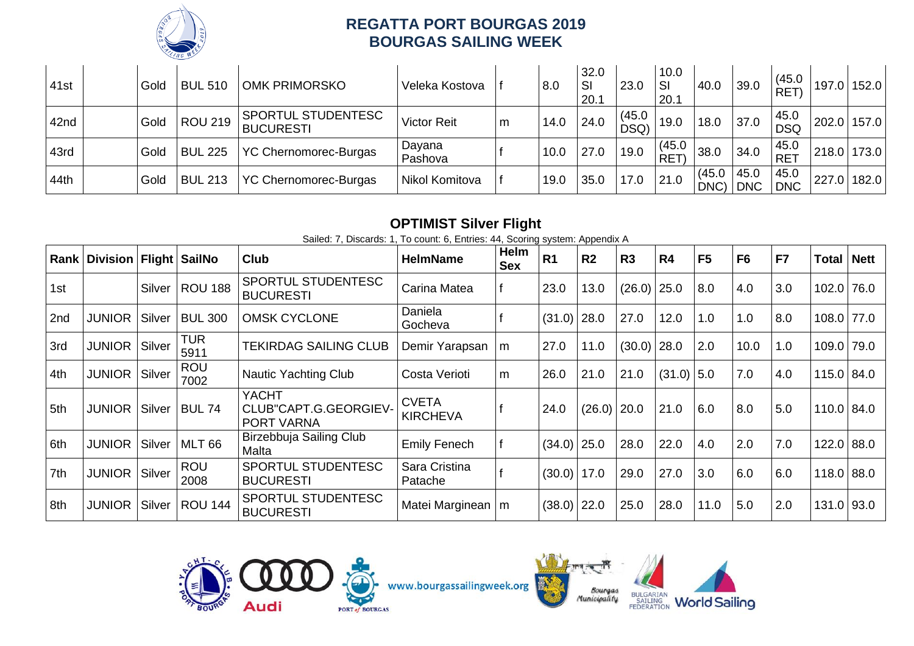# REGATTA PORT BOURGAS 2019
## BOURGAS SAILING WEEK

| 41st | | Gold | BUL 510 | OMK PRIMORSKO | Veleka Kostova | f | 8.0 | 32.0 SI 20.1 | 23.0 | 10.0 SI 20.1 | 40.0 | 39.0 | (45.0 RET) | 197.0 | 152.0 |
|---|---|---|---|---|---|---|---|---|---|---|---|---|---|---|---|
| 42nd | | Gold | ROU 219 | SPORTUL STUDENTESC BUCURESTI | Victor Reit | m | 14.0 | 24.0 | (45.0 DSQ) | 19.0 | 18.0 | 37.0 | 45.0 DSQ | 202.0 | 157.0 |
| 43rd | | Gold | BUL 225 | YC Chernomorec-Burgas | Dayana Pashova | f | 10.0 | 27.0 | 19.0 | (45.0 RET) | 38.0 | 34.0 | 45.0 RET | 218.0 | 173.0 |
| 44th | | Gold | BUL 213 | YC Chernomorec-Burgas | Nikol Komitova | f | 19.0 | 35.0 | 17.0 | 21.0 | (45.0 DNC) | 45.0 DNC | 45.0 DNC | 227.0 | 182.0 |

### OPTIMIST Silver Flight

Sailed: 7, Discards: 1, To count: 6, Entries: 44, Scoring system: Appendix A

| Rank | Division | Flight | SailNo | Club | HelmName | Helm Sex | R1 | R2 | R3 | R4 | F5 | F6 | F7 | Total | Nett |
|---|---|---|---|---|---|---|---|---|---|---|---|---|---|---|---|
| 1st | | Silver | ROU 188 | SPORTUL STUDENTESC BUCURESTI | Carina Matea | f | 23.0 | 13.0 | (26.0) | 25.0 | 8.0 | 4.0 | 3.0 | 102.0 | 76.0 |
| 2nd | JUNIOR | Silver | BUL 300 | OMSK CYCLONE | Daniela Gocheva | f | (31.0) | 28.0 | 27.0 | 12.0 | 1.0 | 1.0 | 8.0 | 108.0 | 77.0 |
| 3rd | JUNIOR | Silver | TUR 5911 | TEKIRDAG SAILING CLUB | Demir Yarapsan | m | 27.0 | 11.0 | (30.0) | 28.0 | 2.0 | 10.0 | 1.0 | 109.0 | 79.0 |
| 4th | JUNIOR | Silver | ROU 7002 | Nautic Yachting Club | Costa Verioti | m | 26.0 | 21.0 | 21.0 | (31.0) | 5.0 | 7.0 | 4.0 | 115.0 | 84.0 |
| 5th | JUNIOR | Silver | BUL 74 | YACHT CLUB"CAPT.G.GEORGIEV-PORT VARNA | CVETA KIRCHEVA | f | 24.0 | (26.0) | 20.0 | 21.0 | 6.0 | 8.0 | 5.0 | 110.0 | 84.0 |
| 6th | JUNIOR | Silver | MLT 66 | Birzebbuja Sailing Club Malta | Emily Fenech | f | (34.0) | 25.0 | 28.0 | 22.0 | 4.0 | 2.0 | 7.0 | 122.0 | 88.0 |
| 7th | JUNIOR | Silver | ROU 2008 | SPORTUL STUDENTESC BUCURESTI | Sara Cristina Patache | f | (30.0) | 17.0 | 29.0 | 27.0 | 3.0 | 6.0 | 6.0 | 118.0 | 88.0 |
| 8th | JUNIOR | Silver | ROU 144 | SPORTUL STUDENTESC BUCURESTI | Matei Marginean | m | (38.0) | 22.0 | 25.0 | 28.0 | 11.0 | 5.0 | 2.0 | 131.0 | 93.0 |

www.bourgassailingweek.org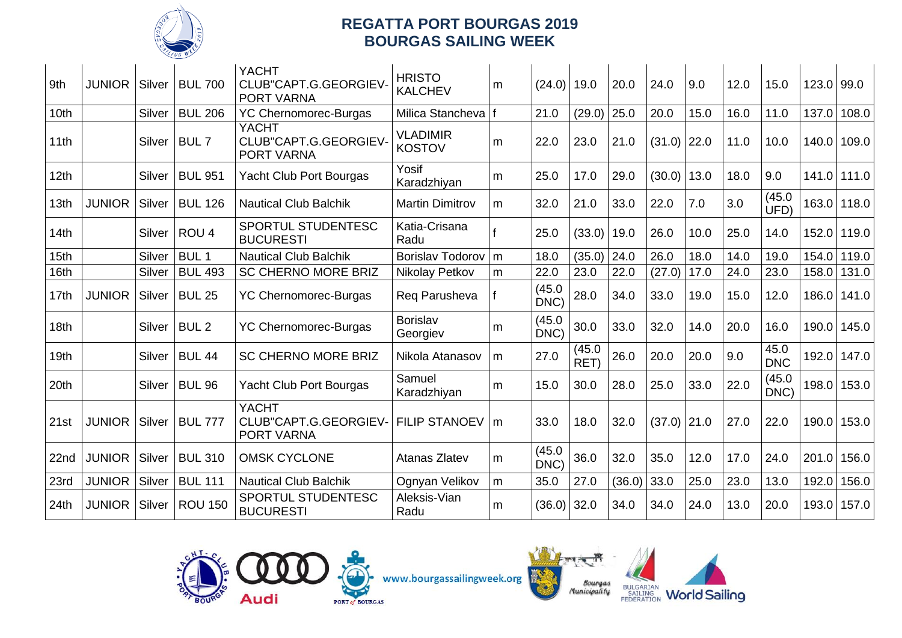## REGATTA PORT BOURGAS 2019
## BOURGAS SAILING WEEK

| | | | | | | | | | | | | | | | |
|---|---|---|---|---|---|---|---|---|---|---|---|---|---|---|---|
| 9th | JUNIOR | Silver | BUL 700 | YACHT CLUB"CAPT.G.GEORGIEV-PORT VARNA | HRISTO KALCHEV | m | (24.0) | 19.0 | 20.0 | 24.0 | 9.0 | 12.0 | 15.0 | 123.0 | 99.0 |
| 10th | | Silver | BUL 206 | YC Chernomorec-Burgas | Milica Stancheva | f | 21.0 | (29.0) | 25.0 | 20.0 | 15.0 | 16.0 | 11.0 | 137.0 | 108.0 |
| 11th | | Silver | BUL 7 | YACHT CLUB"CAPT.G.GEORGIEV-PORT VARNA | VLADIMIR KOSTOV | m | 22.0 | 23.0 | 21.0 | (31.0) | 22.0 | 11.0 | 10.0 | 140.0 | 109.0 |
| 12th | | Silver | BUL 951 | Yacht Club Port Bourgas | Yosif Karadzhiyan | m | 25.0 | 17.0 | 29.0 | (30.0) | 13.0 | 18.0 | 9.0 | 141.0 | 111.0 |
| 13th | JUNIOR | Silver | BUL 126 | Nautical Club Balchik | Martin Dimitrov | m | 32.0 | 21.0 | 33.0 | 22.0 | 7.0 | 3.0 | (45.0 UFD) | 163.0 | 118.0 |
| 14th | | Silver | ROU 4 | SPORTUL STUDENTESC BUCURESTI | Katia-Crisana Radu | f | 25.0 | (33.0) | 19.0 | 26.0 | 10.0 | 25.0 | 14.0 | 152.0 | 119.0 |
| 15th | | Silver | BUL 1 | Nautical Club Balchik | Borislav Todorov | m | 18.0 | (35.0) | 24.0 | 26.0 | 18.0 | 14.0 | 19.0 | 154.0 | 119.0 |
| 16th | | Silver | BUL 493 | SC CHERNO MORE BRIZ | Nikolay Petkov | m | 22.0 | 23.0 | 22.0 | (27.0) | 17.0 | 24.0 | 23.0 | 158.0 | 131.0 |
| 17th | JUNIOR | Silver | BUL 25 | YC Chernomorec-Burgas | Req Parusheva | f | (45.0 DNC) | 28.0 | 34.0 | 33.0 | 19.0 | 15.0 | 12.0 | 186.0 | 141.0 |
| 18th | | Silver | BUL 2 | YC Chernomorec-Burgas | Borislav Georgiev | m | (45.0 DNC) | 30.0 | 33.0 | 32.0 | 14.0 | 20.0 | 16.0 | 190.0 | 145.0 |
| 19th | | Silver | BUL 44 | SC CHERNO MORE BRIZ | Nikola Atanasov | m | 27.0 | (45.0 RET) | 26.0 | 20.0 | 20.0 | 9.0 | 45.0 DNC | 192.0 | 147.0 |
| 20th | | Silver | BUL 96 | Yacht Club Port Bourgas | Samuel Karadzhiyan | m | 15.0 | 30.0 | 28.0 | 25.0 | 33.0 | 22.0 | (45.0 DNC) | 198.0 | 153.0 |
| 21st | JUNIOR | Silver | BUL 777 | YACHT CLUB"CAPT.G.GEORGIEV-PORT VARNA | FILIP STANOEV | m | 33.0 | 18.0 | 32.0 | (37.0) | 21.0 | 27.0 | 22.0 | 190.0 | 153.0 |
| 22nd | JUNIOR | Silver | BUL 310 | OMSK CYCLONE | Atanas Zlatev | m | (45.0 DNC) | 36.0 | 32.0 | 35.0 | 12.0 | 17.0 | 24.0 | 201.0 | 156.0 |
| 23rd | JUNIOR | Silver | BUL 111 | Nautical Club Balchik | Ognyan Velikov | m | 35.0 | 27.0 | (36.0) | 33.0 | 25.0 | 23.0 | 13.0 | 192.0 | 156.0 |
| 24th | JUNIOR | Silver | ROU 150 | SPORTUL STUDENTESC BUCURESTI | Aleksis-Vian Radu | m | (36.0) | 32.0 | 34.0 | 34.0 | 24.0 | 13.0 | 20.0 | 193.0 | 157.0 |

www.bourgassailingweek.org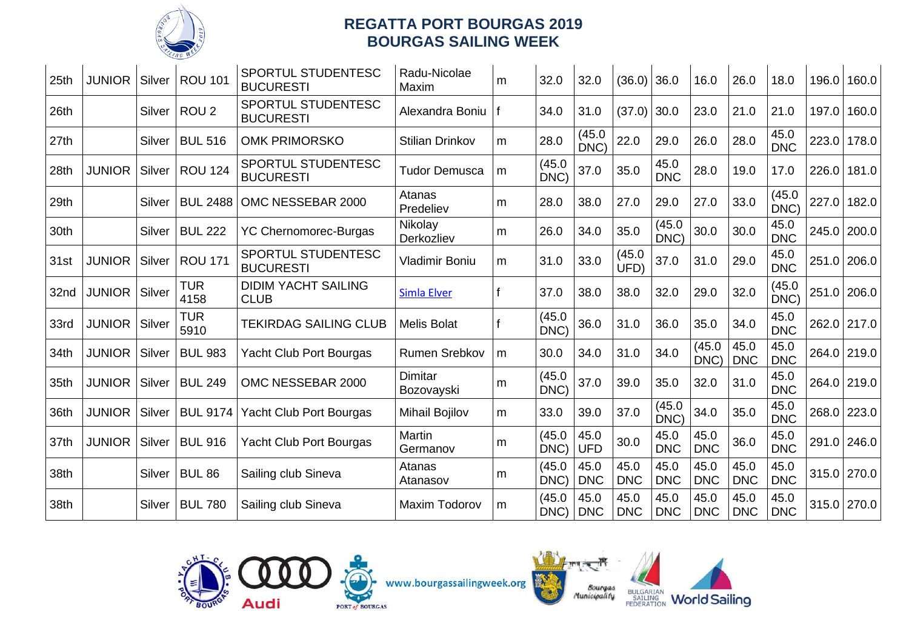# REGATTA PORT BOURGAS 2019
## BOURGAS SAILING WEEK

| | | | | | | | | | | | | | | | |
|---|---|---|---|---|---|---|---|---|---|---|---|---|---|---|---|
| 25th | JUNIOR | Silver | ROU 101 | SPORTUL STUDENTESC BUCURESTI | Radu-Nicolae Maxim | m | 32.0 | 32.0 | (36.0) | 36.0 | 16.0 | 26.0 | 18.0 | 196.0 | 160.0 |
| 26th | | Silver | ROU 2 | SPORTUL STUDENTESC BUCURESTI | Alexandra Boniu | f | 34.0 | 31.0 | (37.0) | 30.0 | 23.0 | 21.0 | 21.0 | 197.0 | 160.0 |
| 27th | | Silver | BUL 516 | OMK PRIMORSKO | Stilian Drinkov | m | 28.0 | (45.0 DNC) | 22.0 | 29.0 | 26.0 | 28.0 | 45.0 DNC | 223.0 | 178.0 |
| 28th | JUNIOR | Silver | ROU 124 | SPORTUL STUDENTESC BUCURESTI | Tudor Demusca | m | (45.0 DNC) | 37.0 | 35.0 | 45.0 DNC | 28.0 | 19.0 | 17.0 | 226.0 | 181.0 |
| 29th | | Silver | BUL 2488 | OMC NESSEBAR 2000 | Atanas Predeliev | m | 28.0 | 38.0 | 27.0 | 29.0 | 27.0 | 33.0 | (45.0 DNC) | 227.0 | 182.0 |
| 30th | | Silver | BUL 222 | YC Chernomorec-Burgas | Nikolay Derkozliev | m | 26.0 | 34.0 | 35.0 | (45.0 DNC) | 30.0 | 30.0 | 45.0 DNC | 245.0 | 200.0 |
| 31st | JUNIOR | Silver | ROU 171 | SPORTUL STUDENTESC BUCURESTI | Vladimir Boniu | m | 31.0 | 33.0 | (45.0 UFD) | 37.0 | 31.0 | 29.0 | 45.0 DNC | 251.0 | 206.0 |
| 32nd | JUNIOR | Silver | TUR 4158 | DIDIM YACHT SAILING CLUB | Simla Elver | f | 37.0 | 38.0 | 38.0 | 32.0 | 29.0 | 32.0 | (45.0 DNC) | 251.0 | 206.0 |
| 33rd | JUNIOR | Silver | TUR 5910 | TEKIRDAG SAILING CLUB | Melis Bolat | f | (45.0 DNC) | 36.0 | 31.0 | 36.0 | 35.0 | 34.0 | 45.0 DNC | 262.0 | 217.0 |
| 34th | JUNIOR | Silver | BUL 983 | Yacht Club Port Bourgas | Rumen Srebkov | m | 30.0 | 34.0 | 31.0 | 34.0 | (45.0 DNC) | 45.0 DNC | 45.0 DNC | 264.0 | 219.0 |
| 35th | JUNIOR | Silver | BUL 249 | OMC NESSEBAR 2000 | Dimitar Bozovayski | m | (45.0 DNC) | 37.0 | 39.0 | 35.0 | 32.0 | 31.0 | 45.0 DNC | 264.0 | 219.0 |
| 36th | JUNIOR | Silver | BUL 9174 | Yacht Club Port Bourgas | Mihail Bojilov | m | 33.0 | 39.0 | 37.0 | (45.0 DNC) | 34.0 | 35.0 | 45.0 DNC | 268.0 | 223.0 |
| 37th | JUNIOR | Silver | BUL 916 | Yacht Club Port Bourgas | Martin Germanov | m | (45.0 DNC) | 45.0 UFD | 30.0 | 45.0 DNC | 45.0 DNC | 36.0 | 45.0 DNC | 291.0 | 246.0 |
| 38th | | Silver | BUL 86 | Sailing club Sineva | Atanas Atanasov | m | (45.0 DNC) | 45.0 DNC | 45.0 DNC | 45.0 DNC | 45.0 DNC | 45.0 DNC | 45.0 DNC | 315.0 | 270.0 |
| 38th | | Silver | BUL 780 | Sailing club Sineva | Maxim Todorov | m | (45.0 DNC) | 45.0 DNC | 45.0 DNC | 45.0 DNC | 45.0 DNC | 45.0 DNC | 45.0 DNC | 315.0 | 270.0 |

www.bourgassailingweek.org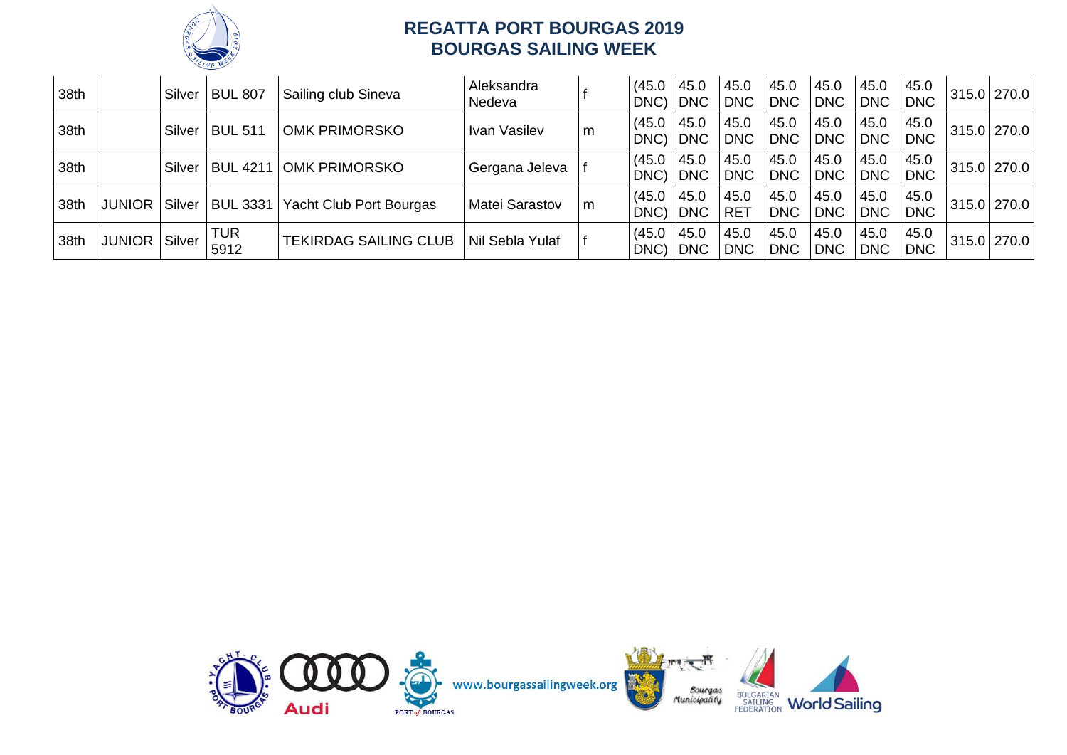## REGATTA PORT BOURGAS 2019
## BOURGAS SAILING WEEK

| | | | | | | | | | | | | | | | |
|---|---|---|---|---|---|---|---|---|---|---|---|---|---|---|---|
| 38th | | Silver | BUL 807 | Sailing club Sineva | Aleksandra Nedeva | f | (45.0 DNC) | 45.0 DNC | 45.0 DNC | 45.0 DNC | 45.0 DNC | 45.0 DNC | 45.0 DNC | 315.0 | 270.0 |
| 38th | | Silver | BUL 511 | OMK PRIMORSKO | Ivan Vasilev | m | (45.0 DNC) | 45.0 DNC | 45.0 DNC | 45.0 DNC | 45.0 DNC | 45.0 DNC | 45.0 DNC | 315.0 | 270.0 |
| 38th | | Silver | BUL 4211 | OMK PRIMORSKO | Gergana Jeleva | f | (45.0 DNC) | 45.0 DNC | 45.0 DNC | 45.0 DNC | 45.0 DNC | 45.0 DNC | 45.0 DNC | 315.0 | 270.0 |
| 38th | JUNIOR | Silver | BUL 3331 | Yacht Club Port Bourgas | Matei Sarastov | m | (45.0 DNC) | 45.0 DNC | 45.0 RET | 45.0 DNC | 45.0 DNC | 45.0 DNC | 45.0 DNC | 315.0 | 270.0 |
| 38th | JUNIOR | Silver | TUR 5912 | TEKIRDAG SAILING CLUB | Nil Sebla Yulaf | f | (45.0 DNC) | 45.0 DNC | 45.0 DNC | 45.0 DNC | 45.0 DNC | 45.0 DNC | 45.0 DNC | 315.0 | 270.0 |

www.bourgassailingweek.org